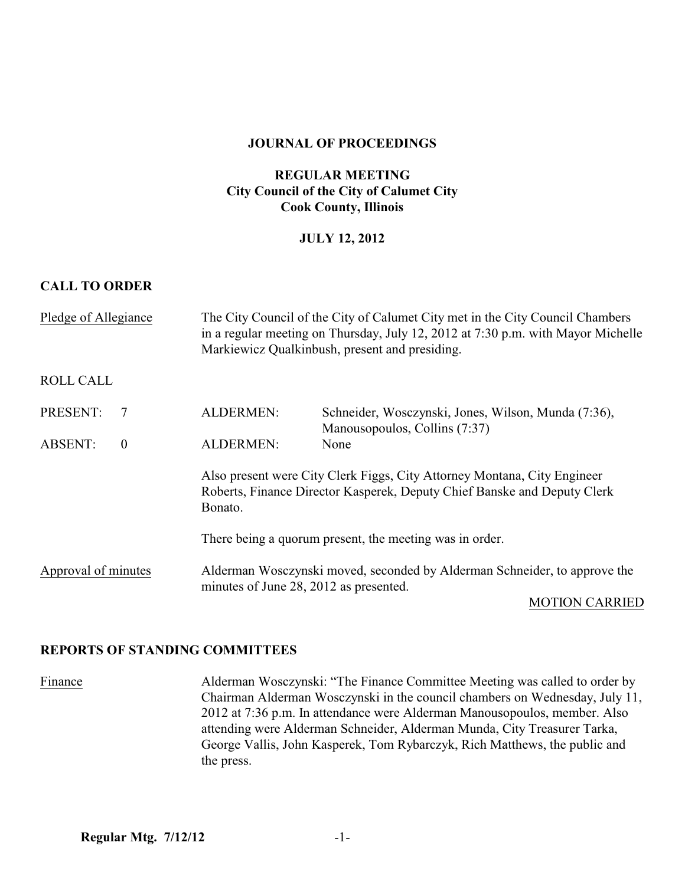# JOURNAL OF PROCEEDINGS

## REGULAR MEETING
## City Council of the City of Calumet City
## Cook County, Illinois

## JULY 12, 2012

### CALL TO ORDER

Pledge of Allegiance

The City Council of the City of Calumet City met in the City Council Chambers in a regular meeting on Thursday, July 12, 2012 at 7:30 p.m. with Mayor Michelle Markiewicz Qualkinbush, present and presiding.

ROLL CALL

| | | | |
|---|---|---|---|
| PRESENT: | 7 | ALDERMEN: | Schneider, Wosczynski, Jones, Wilson, Munda (7:36), Manousopoulos, Collins (7:37) |
| ABSENT: | 0 | ALDERMEN: | None |

Also present were City Clerk Figgs, City Attorney Montana, City Engineer Roberts, Finance Director Kasperek, Deputy Chief Banske and Deputy Clerk Bonato.

There being a quorum present, the meeting was in order.

Approval of minutes

Alderman Wosczynski moved, seconded by Alderman Schneider, to approve the minutes of June 28, 2012 as presented.

MOTION CARRIED

### REPORTS OF STANDING COMMITTEES

Finance

Alderman Wosczynski: "The Finance Committee Meeting was called to order by Chairman Alderman Wosczynski in the council chambers on Wednesday, July 11, 2012 at 7:36 p.m. In attendance were Alderman Manousopoulos, member. Also attending were Alderman Schneider, Alderman Munda, City Treasurer Tarka, George Vallis, John Kasperek, Tom Rybarczyk, Rich Matthews, the public and the press.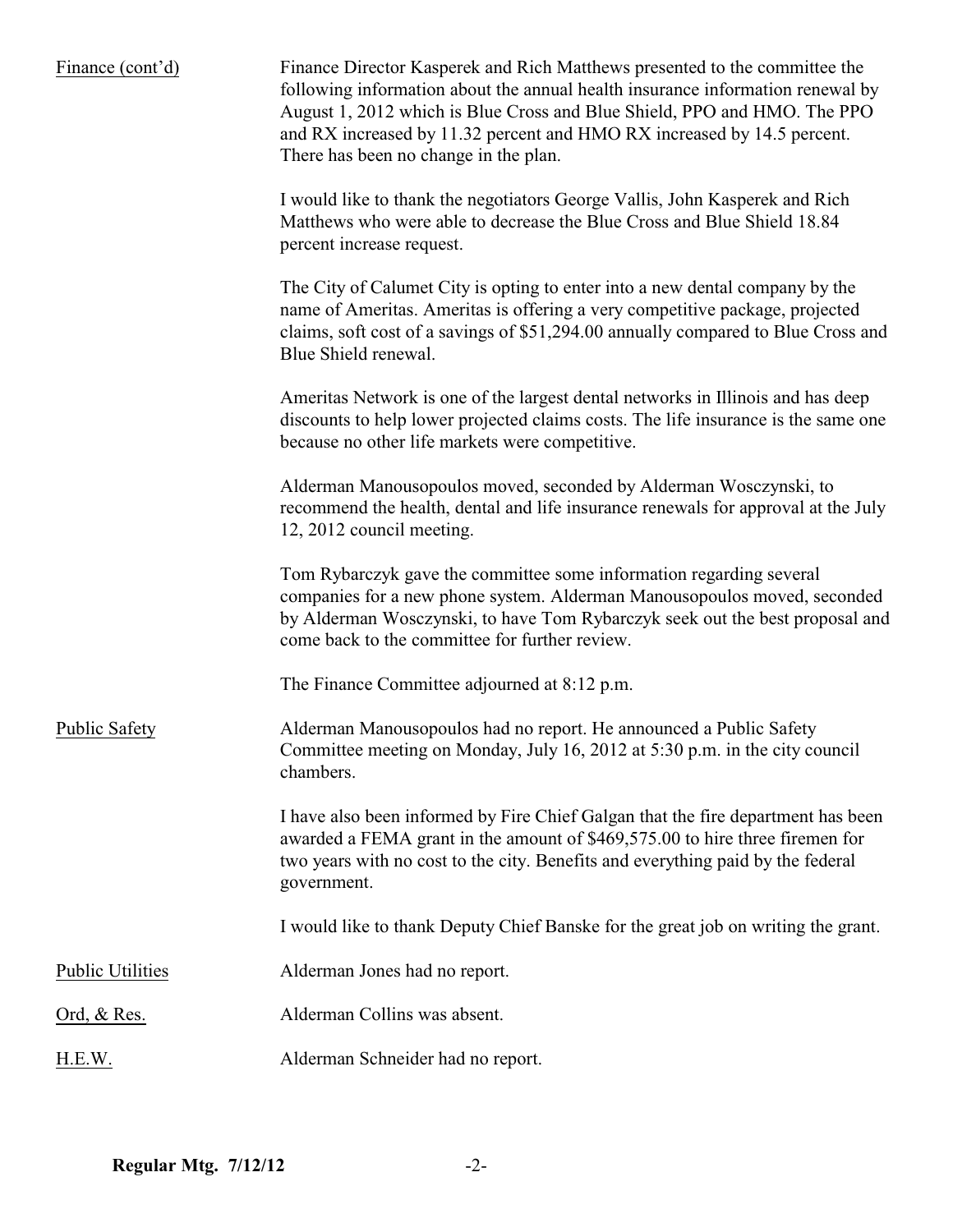Finance (cont'd) Finance Director Kasperek and Rich Matthews presented to the committee the following information about the annual health insurance information renewal by August 1, 2012 which is Blue Cross and Blue Shield, PPO and HMO. The PPO and RX increased by 11.32 percent and HMO RX increased by 14.5 percent. There has been no change in the plan.

I would like to thank the negotiators George Vallis, John Kasperek and Rich Matthews who were able to decrease the Blue Cross and Blue Shield 18.84 percent increase request.

The City of Calumet City is opting to enter into a new dental company by the name of Ameritas. Ameritas is offering a very competitive package, projected claims, soft cost of a savings of $51,294.00 annually compared to Blue Cross and Blue Shield renewal.

Ameritas Network is one of the largest dental networks in Illinois and has deep discounts to help lower projected claims costs. The life insurance is the same one because no other life markets were competitive.

Alderman Manousopoulos moved, seconded by Alderman Wosczynski, to recommend the health, dental and life insurance renewals for approval at the July 12, 2012 council meeting.

Tom Rybarczyk gave the committee some information regarding several companies for a new phone system. Alderman Manousopoulos moved, seconded by Alderman Wosczynski, to have Tom Rybarczyk seek out the best proposal and come back to the committee for further review.

The Finance Committee adjourned at 8:12 p.m.

Public Safety Alderman Manousopoulos had no report. He announced a Public Safety Committee meeting on Monday, July 16, 2012 at 5:30 p.m. in the city council chambers.

I have also been informed by Fire Chief Galgan that the fire department has been awarded a FEMA grant in the amount of $469,575.00 to hire three firemen for two years with no cost to the city. Benefits and everything paid by the federal government.

I would like to thank Deputy Chief Banske for the great job on writing the grant.

Public Utilities Alderman Jones had no report.

Ord, & Res. Alderman Collins was absent.

H.E.W. Alderman Schneider had no report.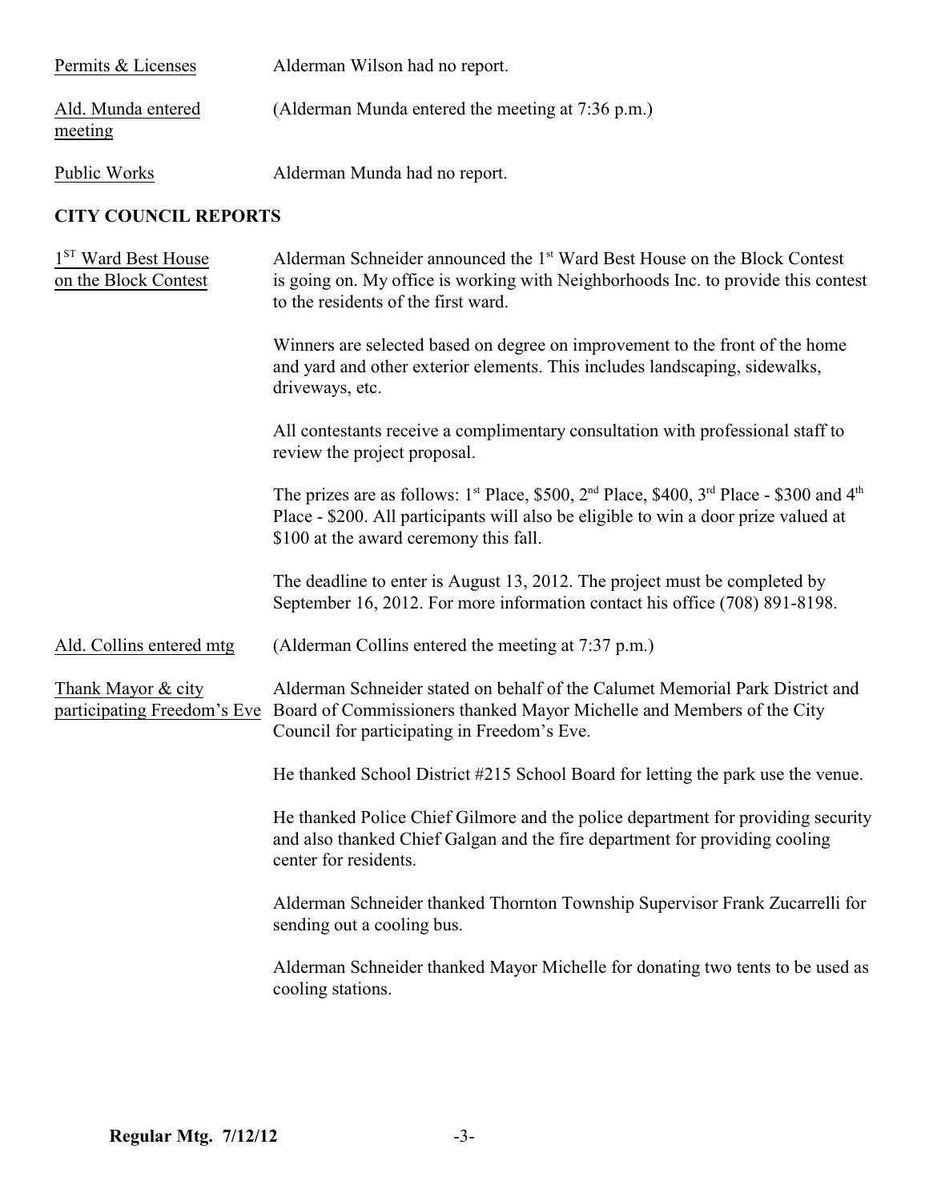Permits & Licenses — Alderman Wilson had no report.

Ald. Munda entered meeting — (Alderman Munda entered the meeting at 7:36 p.m.)

Public Works — Alderman Munda had no report.

## CITY COUNCIL REPORTS

1ST Ward Best House on the Block Contest — Alderman Schneider announced the 1st Ward Best House on the Block Contest is going on. My office is working with Neighborhoods Inc. to provide this contest to the residents of the first ward.

Winners are selected based on degree on improvement to the front of the home and yard and other exterior elements. This includes landscaping, sidewalks, driveways, etc.

All contestants receive a complimentary consultation with professional staff to review the project proposal.

The prizes are as follows: 1st Place, $500, 2nd Place, $400, 3rd Place - $300 and 4th Place - $200. All participants will also be eligible to win a door prize valued at $100 at the award ceremony this fall.

The deadline to enter is August 13, 2012. The project must be completed by September 16, 2012. For more information contact his office (708) 891-8198.

Ald. Collins entered mtg — (Alderman Collins entered the meeting at 7:37 p.m.)

Thank Mayor & city participating Freedom's Eve — Alderman Schneider stated on behalf of the Calumet Memorial Park District and Board of Commissioners thanked Mayor Michelle and Members of the City Council for participating in Freedom's Eve.

He thanked School District #215 School Board for letting the park use the venue.

He thanked Police Chief Gilmore and the police department for providing security and also thanked Chief Galgan and the fire department for providing cooling center for residents.

Alderman Schneider thanked Thornton Township Supervisor Frank Zucarrelli for sending out a cooling bus.

Alderman Schneider thanked Mayor Michelle for donating two tents to be used as cooling stations.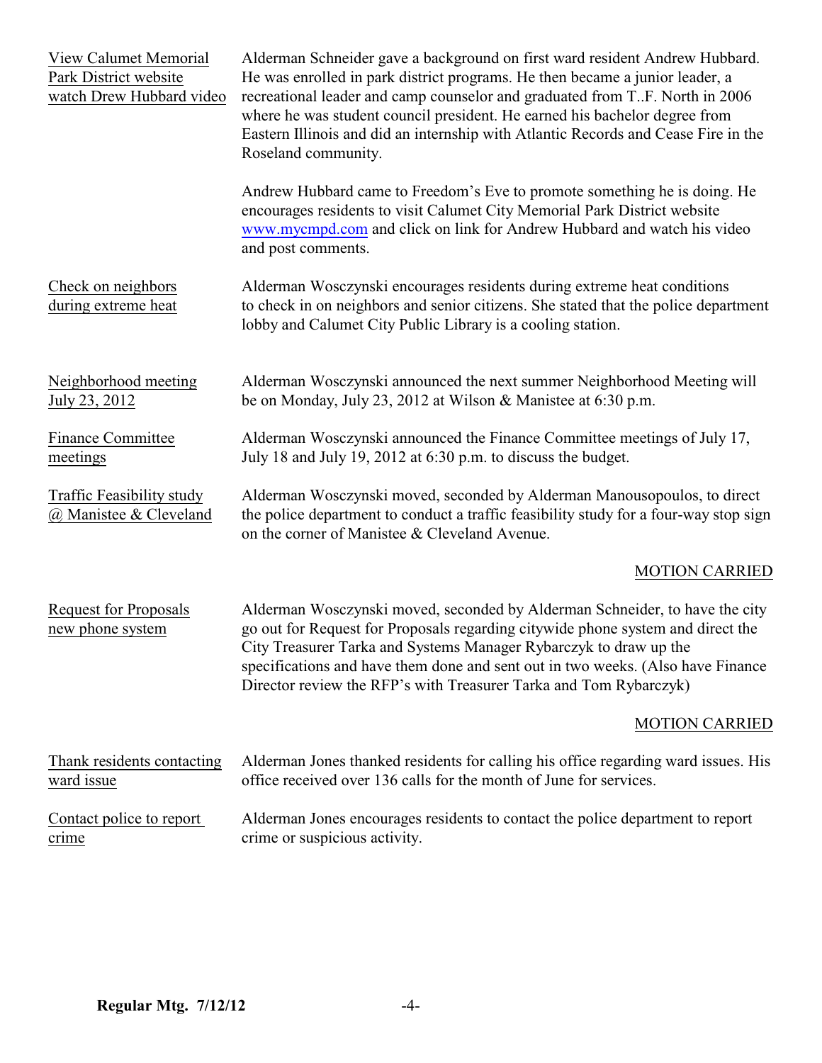**View Calumet Memorial Park District website watch Drew Hubbard video**

Alderman Schneider gave a background on first ward resident Andrew Hubbard. He was enrolled in park district programs. He then became a junior leader, a recreational leader and camp counselor and graduated from T..F. North in 2006 where he was student council president. He earned his bachelor degree from Eastern Illinois and did an internship with Atlantic Records and Cease Fire in the Roseland community.

Andrew Hubbard came to Freedom's Eve to promote something he is doing. He encourages residents to visit Calumet City Memorial Park District website www.mycmpd.com and click on link for Andrew Hubbard and watch his video and post comments.

**Check on neighbors during extreme heat**

Alderman Wosczynski encourages residents during extreme heat conditions to check in on neighbors and senior citizens. She stated that the police department lobby and Calumet City Public Library is a cooling station.

**Neighborhood meeting July 23, 2012**

Alderman Wosczynski announced the next summer Neighborhood Meeting will be on Monday, July 23, 2012 at Wilson & Manistee at 6:30 p.m.

**Finance Committee meetings**

Alderman Wosczynski announced the Finance Committee meetings of July 17, July 18 and July 19, 2012 at 6:30 p.m. to discuss the budget.

**Traffic Feasibility study @ Manistee & Cleveland**

Alderman Wosczynski moved, seconded by Alderman Manousopoulos, to direct the police department to conduct a traffic feasibility study for a four-way stop sign on the corner of Manistee & Cleveland Avenue.

MOTION CARRIED

**Request for Proposals new phone system**

Alderman Wosczynski moved, seconded by Alderman Schneider, to have the city go out for Request for Proposals regarding citywide phone system and direct the City Treasurer Tarka and Systems Manager Rybarczyk to draw up the specifications and have them done and sent out in two weeks. (Also have Finance Director review the RFP's with Treasurer Tarka and Tom Rybarczyk)

MOTION CARRIED

**Thank residents contacting ward issue**

Alderman Jones thanked residents for calling his office regarding ward issues. His office received over 136 calls for the month of June for services.

**Contact police to report crime**

Alderman Jones encourages residents to contact the police department to report crime or suspicious activity.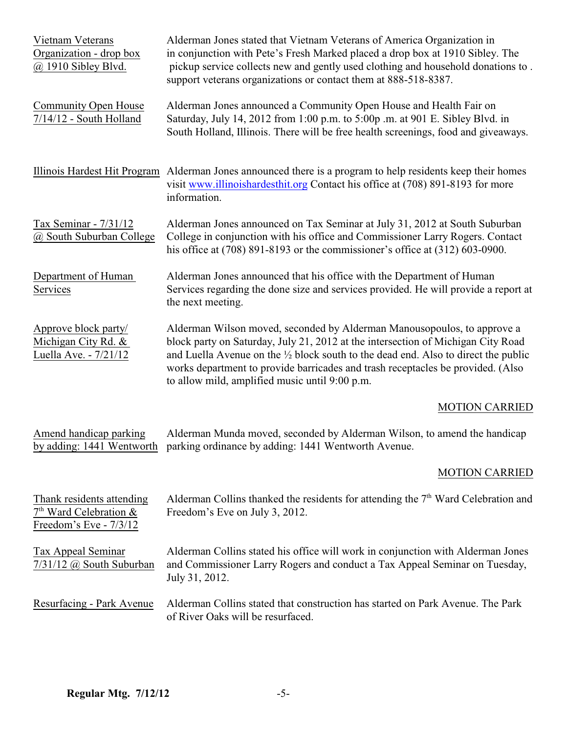**Vietnam Veterans Organization - drop box @ 1910 Sibley Blvd.**

Alderman Jones stated that Vietnam Veterans of America Organization in in conjunction with Pete's Fresh Marked placed a drop box at 1910 Sibley. The pickup service collects new and gently used clothing and household donations to . support veterans organizations or contact them at 888-518-8387.

**Community Open House 7/14/12 - South Holland**

Alderman Jones announced a Community Open House and Health Fair on Saturday, July 14, 2012 from 1:00 p.m. to 5:00p .m. at 901 E. Sibley Blvd. in South Holland, Illinois. There will be free health screenings, food and giveaways.

**Illinois Hardest Hit Program**

Alderman Jones announced there is a program to help residents keep their homes visit www.illinoishardesthit.org Contact his office at (708) 891-8193 for more information.

**Tax Seminar - 7/31/12 @ South Suburban College**

Alderman Jones announced on Tax Seminar at July 31, 2012 at South Suburban College in conjunction with his office and Commissioner Larry Rogers. Contact his office at (708) 891-8193 or the commissioner's office at (312) 603-0900.

**Department of Human Services**

Alderman Jones announced that his office with the Department of Human Services regarding the done size and services provided. He will provide a report at the next meeting.

**Approve block party/ Michigan City Rd. & Luella Ave. - 7/21/12**

Alderman Wilson moved, seconded by Alderman Manousopoulos, to approve a block party on Saturday, July 21, 2012 at the intersection of Michigan City Road and Luella Avenue on the ½ block south to the dead end. Also to direct the public works department to provide barricades and trash receptacles be provided. (Also to allow mild, amplified music until 9:00 p.m.

MOTION CARRIED

**Amend handicap parking by adding: 1441 Wentworth**

Alderman Munda moved, seconded by Alderman Wilson, to amend the handicap parking ordinance by adding: 1441 Wentworth Avenue.

MOTION CARRIED

**Thank residents attending 7th Ward Celebration & Freedom's Eve - 7/3/12**

Alderman Collins thanked the residents for attending the 7th Ward Celebration and Freedom's Eve on July 3, 2012.

**Tax Appeal Seminar 7/31/12 @ South Suburban**

Alderman Collins stated his office will work in conjunction with Alderman Jones and Commissioner Larry Rogers and conduct a Tax Appeal Seminar on Tuesday, July 31, 2012.

**Resurfacing - Park Avenue**

Alderman Collins stated that construction has started on Park Avenue. The Park of River Oaks will be resurfaced.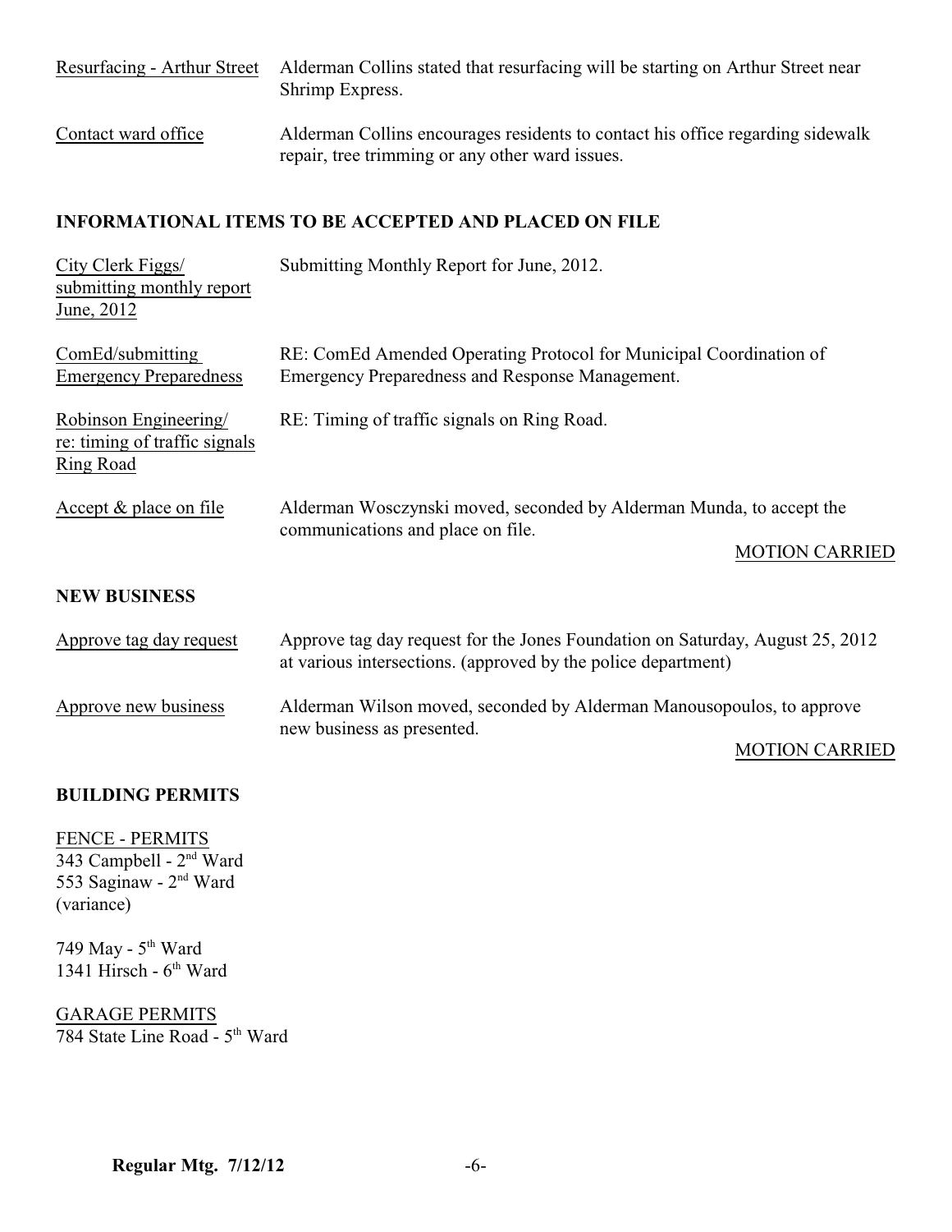Resurfacing - Arthur Street — Alderman Collins stated that resurfacing will be starting on Arthur Street near Shrimp Express.

Contact ward office — Alderman Collins encourages residents to contact his office regarding sidewalk repair, tree trimming or any other ward issues.

## INFORMATIONAL ITEMS TO BE ACCEPTED AND PLACED ON FILE

City Clerk Figgs/ submitting monthly report June, 2012 — Submitting Monthly Report for June, 2012.

ComEd/submitting Emergency Preparedness — RE: ComEd Amended Operating Protocol for Municipal Coordination of Emergency Preparedness and Response Management.

Robinson Engineering/ re: timing of traffic signals Ring Road — RE: Timing of traffic signals on Ring Road.

Accept & place on file — Alderman Wosczynski moved, seconded by Alderman Munda, to accept the communications and place on file.

MOTION CARRIED

## NEW BUSINESS

Approve tag day request — Approve tag day request for the Jones Foundation on Saturday, August 25, 2012 at various intersections. (approved by the police department)

Approve new business — Alderman Wilson moved, seconded by Alderman Manousopoulos, to approve new business as presented.

MOTION CARRIED

## BUILDING PERMITS

FENCE - PERMITS

343 Campbell - 2nd Ward
553 Saginaw - 2nd Ward
(variance)

749 May - 5th Ward
1341 Hirsch - 6th Ward

GARAGE PERMITS

784 State Line Road - 5th Ward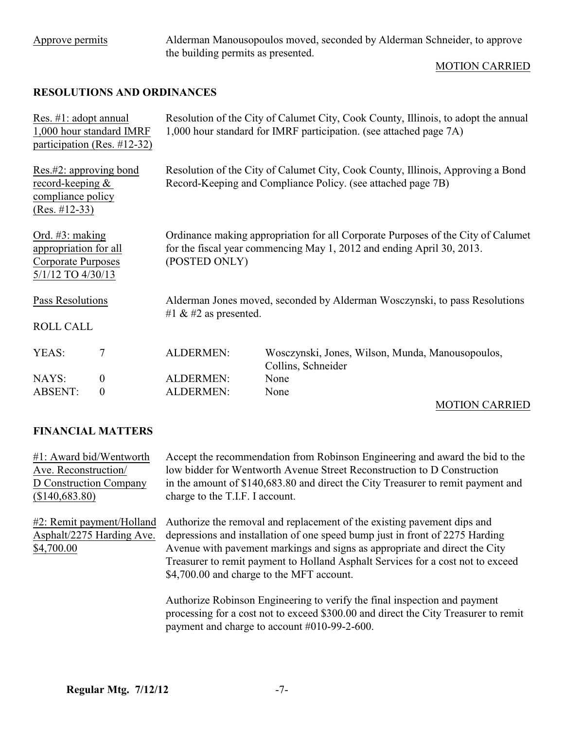Approve permits — Alderman Manousopoulos moved, seconded by Alderman Schneider, to approve the building permits as presented.

MOTION CARRIED

## RESOLUTIONS AND ORDINANCES

Res. #1: adopt annual 1,000 hour standard IMRF participation (Res. #12-32) — Resolution of the City of Calumet City, Cook County, Illinois, to adopt the annual 1,000 hour standard for IMRF participation. (see attached page 7A)

Res.#2: approving bond record-keeping & compliance policy (Res. #12-33) — Resolution of the City of Calumet City, Cook County, Illinois, Approving a Bond Record-Keeping and Compliance Policy. (see attached page 7B)

Ord. #3: making appropriation for all Corporate Purposes 5/1/12 TO 4/30/13 — Ordinance making appropriation for all Corporate Purposes of the City of Calumet for the fiscal year commencing May 1, 2012 and ending April 30, 2013. (POSTED ONLY)

Pass Resolutions — Alderman Jones moved, seconded by Alderman Wosczynski, to pass Resolutions #1 & #2 as presented.

ROLL CALL

| | | | |
|---|---|---|---|
| YEAS: | 7 | ALDERMEN: | Wosczynski, Jones, Wilson, Munda, Manousopoulos, Collins, Schneider |
| NAYS: | 0 | ALDERMEN: | None |
| ABSENT: | 0 | ALDERMEN: | None |

MOTION CARRIED

## FINANCIAL MATTERS

#1: Award bid/Wentworth Ave. Reconstruction/ D Construction Company ($140,683.80) — Accept the recommendation from Robinson Engineering and award the bid to the low bidder for Wentworth Avenue Street Reconstruction to D Construction in the amount of $140,683.80 and direct the City Treasurer to remit payment and charge to the T.I.F. I account.

#2: Remit payment/Holland Asphalt/2275 Harding Ave. $4,700.00 — Authorize the removal and replacement of the existing pavement dips and depressions and installation of one speed bump just in front of 2275 Harding Avenue with pavement markings and signs as appropriate and direct the City Treasurer to remit payment to Holland Asphalt Services for a cost not to exceed $4,700.00 and charge to the MFT account.

Authorize Robinson Engineering to verify the final inspection and payment processing for a cost not to exceed $300.00 and direct the City Treasurer to remit payment and charge to account #010-99-2-600.

**Regular Mtg. 7/12/12**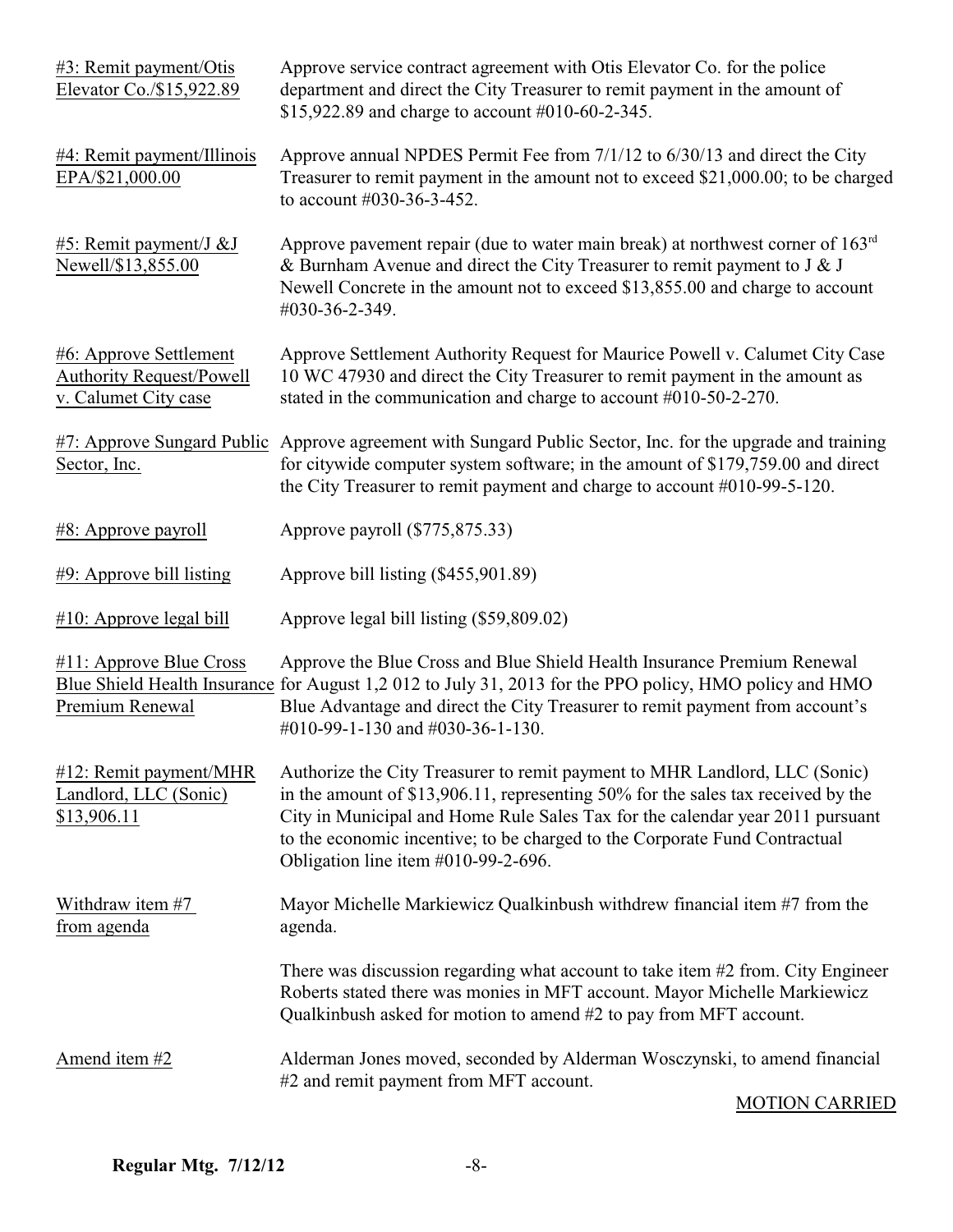<u>#3: Remit payment/Otis Elevator Co./$15,922.89</u>

Approve service contract agreement with Otis Elevator Co. for the police department and direct the City Treasurer to remit payment in the amount of $15,922.89 and charge to account #010-60-2-345.

<u>#4: Remit payment/Illinois EPA/$21,000.00</u>

Approve annual NPDES Permit Fee from 7/1/12 to 6/30/13 and direct the City Treasurer to remit payment in the amount not to exceed $21,000.00; to be charged to account #030-36-3-452.

<u>#5: Remit payment/J &J Newell/$13,855.00</u>

Approve pavement repair (due to water main break) at northwest corner of 163rd & Burnham Avenue and direct the City Treasurer to remit payment to J & J Newell Concrete in the amount not to exceed $13,855.00 and charge to account #030-36-2-349.

<u>#6: Approve Settlement Authority Request/Powell v. Calumet City case</u>

Approve Settlement Authority Request for Maurice Powell v. Calumet City Case 10 WC 47930 and direct the City Treasurer to remit payment in the amount as stated in the communication and charge to account #010-50-2-270.

<u>#7: Approve Sungard Public Sector, Inc.</u>

Approve agreement with Sungard Public Sector, Inc. for the upgrade and training for citywide computer system software; in the amount of $179,759.00 and direct the City Treasurer to remit payment and charge to account #010-99-5-120.

<u>#8: Approve payroll</u>

Approve payroll ($775,875.33)

<u>#9: Approve bill listing</u>

Approve bill listing ($455,901.89)

<u>#10: Approve legal bill</u>

Approve legal bill listing ($59,809.02)

<u>#11: Approve Blue Cross Blue Shield Health Insurance Premium Renewal</u>

Approve the Blue Cross and Blue Shield Health Insurance Premium Renewal for August 1,2 012 to July 31, 2013 for the PPO policy, HMO policy and HMO Blue Advantage and direct the City Treasurer to remit payment from account's #010-99-1-130 and #030-36-1-130.

<u>#12: Remit payment/MHR Landlord, LLC (Sonic) $13,906.11</u>

Authorize the City Treasurer to remit payment to MHR Landlord, LLC (Sonic) in the amount of $13,906.11, representing 50% for the sales tax received by the City in Municipal and Home Rule Sales Tax for the calendar year 2011 pursuant to the economic incentive; to be charged to the Corporate Fund Contractual Obligation line item #010-99-2-696.

<u>Withdraw item #7 from agenda</u>

Mayor Michelle Markiewicz Qualkinbush withdrew financial item #7 from the agenda.

There was discussion regarding what account to take item #2 from. City Engineer Roberts stated there was monies in MFT account. Mayor Michelle Markiewicz Qualkinbush asked for motion to amend #2 to pay from MFT account.

<u>Amend item #2</u>

Alderman Jones moved, seconded by Alderman Wosczynski, to amend financial #2 and remit payment from MFT account.

<u>MOTION CARRIED</u>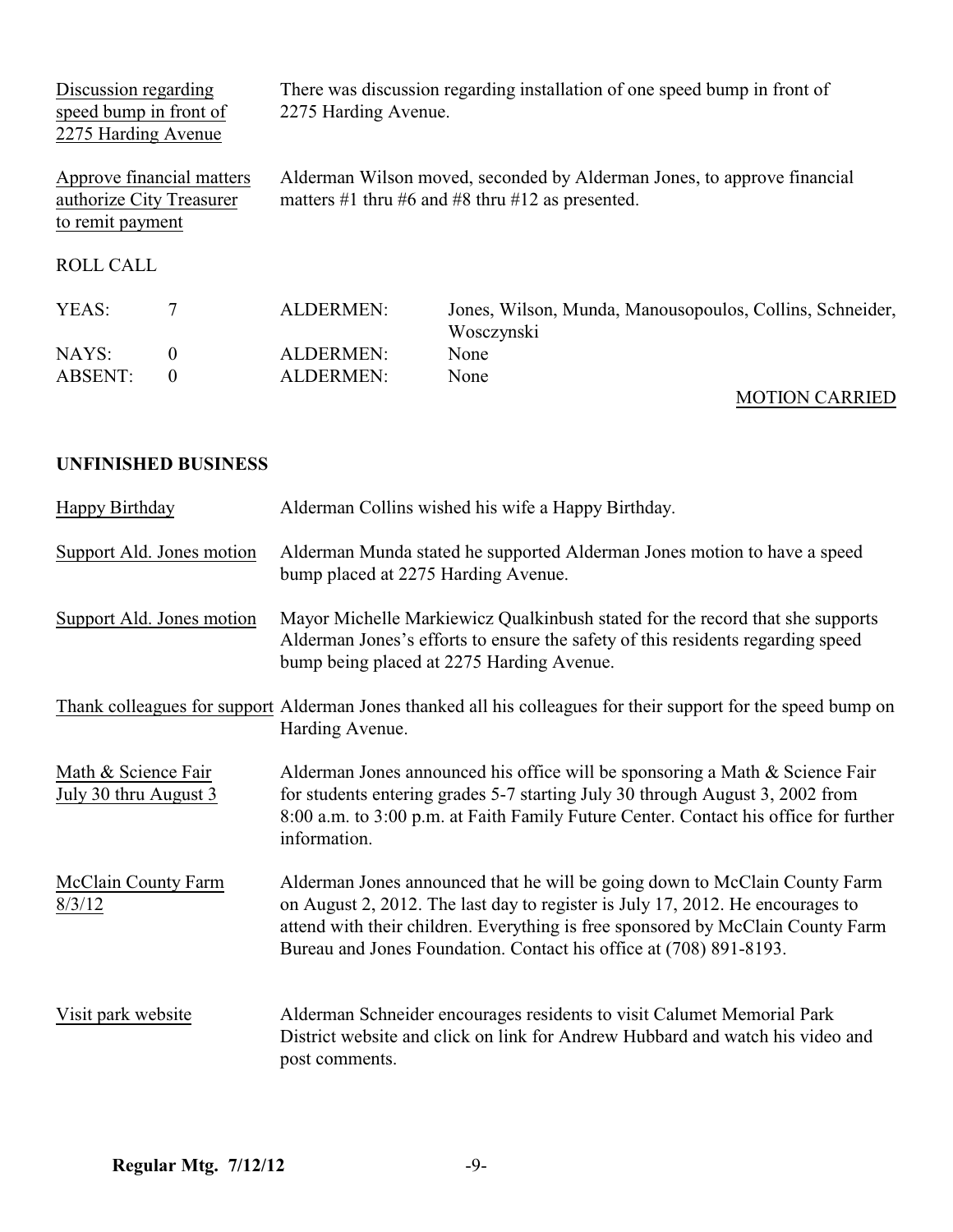Discussion regarding speed bump in front of 2275 Harding Avenue — There was discussion regarding installation of one speed bump in front of 2275 Harding Avenue.

Approve financial matters authorize City Treasurer to remit payment — Alderman Wilson moved, seconded by Alderman Jones, to approve financial matters #1 thru #6 and #8 thru #12 as presented.

ROLL CALL

| | | | |
|---|---|---|---|
| YEAS: | 7 | ALDERMEN: | Jones, Wilson, Munda, Manousopoulos, Collins, Schneider, Wosczynski |
| NAYS: | 0 | ALDERMEN: | None |
| ABSENT: | 0 | ALDERMEN: | None |

MOTION CARRIED

**UNFINISHED BUSINESS**

Happy Birthday — Alderman Collins wished his wife a Happy Birthday.

Support Ald. Jones motion — Alderman Munda stated he supported Alderman Jones motion to have a speed bump placed at 2275 Harding Avenue.

Support Ald. Jones motion — Mayor Michelle Markiewicz Qualkinbush stated for the record that she supports Alderman Jones's efforts to ensure the safety of this residents regarding speed bump being placed at 2275 Harding Avenue.

Thank colleagues for support — Alderman Jones thanked all his colleagues for their support for the speed bump on Harding Avenue.

Math & Science Fair July 30 thru August 3 — Alderman Jones announced his office will be sponsoring a Math & Science Fair for students entering grades 5-7 starting July 30 through August 3, 2002 from 8:00 a.m. to 3:00 p.m. at Faith Family Future Center. Contact his office for further information.

McClain County Farm 8/3/12 — Alderman Jones announced that he will be going down to McClain County Farm on August 2, 2012. The last day to register is July 17, 2012. He encourages to attend with their children. Everything is free sponsored by McClain County Farm Bureau and Jones Foundation. Contact his office at (708) 891-8193.

Visit park website — Alderman Schneider encourages residents to visit Calumet Memorial Park District website and click on link for Andrew Hubbard and watch his video and post comments.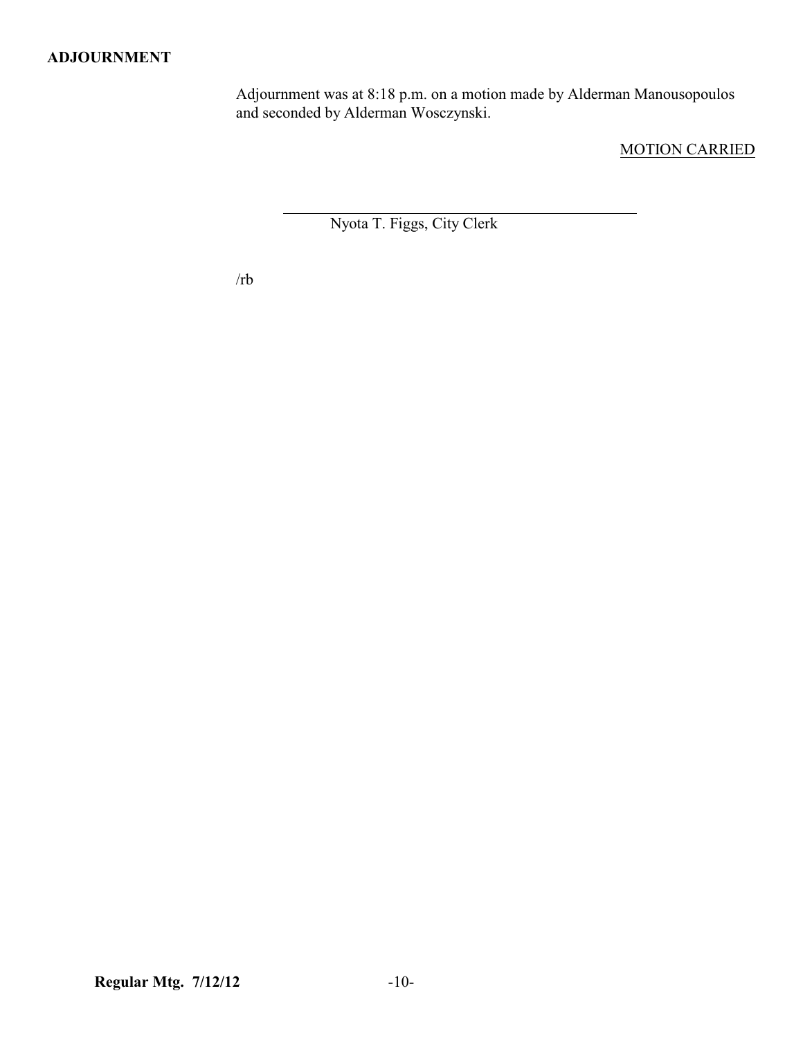## ADJOURNMENT

Adjournment was at 8:18 p.m. on a motion made by Alderman Manousopoulos and seconded by Alderman Wosczynski.

MOTION CARRIED

Nyota T. Figgs, City Clerk

/rb